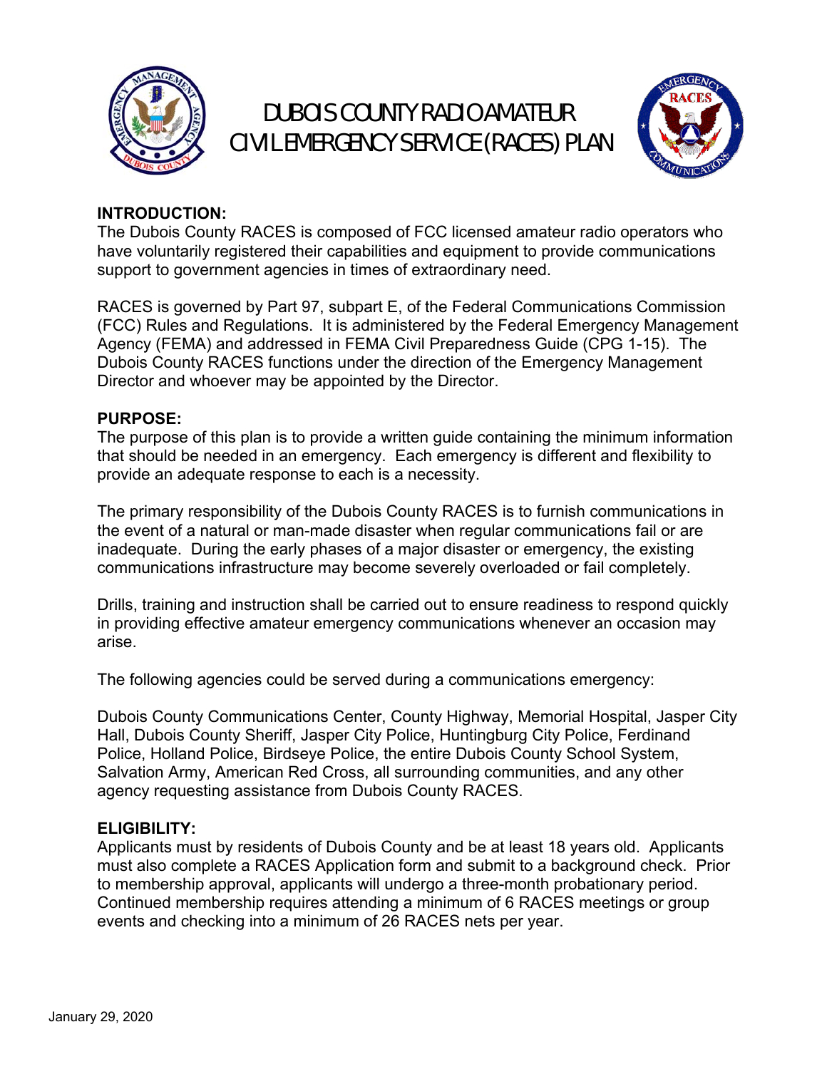# DUBOIS COUNTY RADIO AMATEUR CIVIL EMERGENCY SERVICE (RACES) PLAN

**INTRODUCTION:**
The Dubois County RACES is composed of FCC licensed amateur radio operators who have voluntarily registered their capabilities and equipment to provide communications support to government agencies in times of extraordinary need.

RACES is governed by Part 97, subpart E, of the Federal Communications Commission (FCC) Rules and Regulations. It is administered by the Federal Emergency Management Agency (FEMA) and addressed in FEMA Civil Preparedness Guide (CPG 1-15). The Dubois County RACES functions under the direction of the Emergency Management Director and whoever may be appointed by the Director.

**PURPOSE:**
The purpose of this plan is to provide a written guide containing the minimum information that should be needed in an emergency. Each emergency is different and flexibility to provide an adequate response to each is a necessity.

The primary responsibility of the Dubois County RACES is to furnish communications in the event of a natural or man-made disaster when regular communications fail or are inadequate. During the early phases of a major disaster or emergency, the existing communications infrastructure may become severely overloaded or fail completely.

Drills, training and instruction shall be carried out to ensure readiness to respond quickly in providing effective amateur emergency communications whenever an occasion may arise.

The following agencies could be served during a communications emergency:

Dubois County Communications Center, County Highway, Memorial Hospital, Jasper City Hall, Dubois County Sheriff, Jasper City Police, Huntingburg City Police, Ferdinand Police, Holland Police, Birdseye Police, the entire Dubois County School System, Salvation Army, American Red Cross, all surrounding communities, and any other agency requesting assistance from Dubois County RACES.

**ELIGIBILITY:**
Applicants must by residents of Dubois County and be at least 18 years old. Applicants must also complete a RACES Application form and submit to a background check. Prior to membership approval, applicants will undergo a three-month probationary period. Continued membership requires attending a minimum of 6 RACES meetings or group events and checking into a minimum of 26 RACES nets per year.

January 29, 2020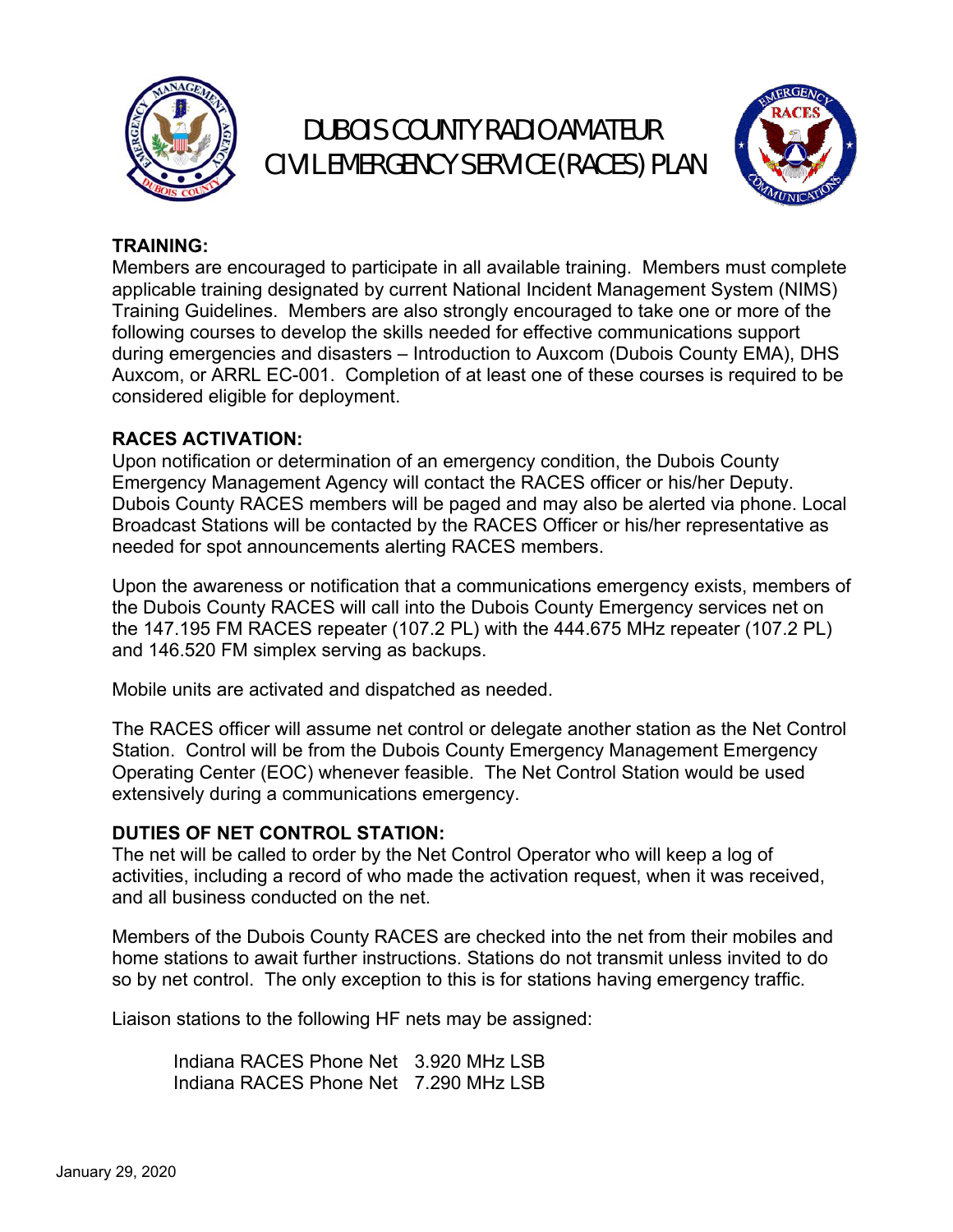## TRAINING:

Members are encouraged to participate in all available training. Members must complete applicable training designated by current National Incident Management System (NIMS) Training Guidelines. Members are also strongly encouraged to take one or more of the following courses to develop the skills needed for effective communications support during emergencies and disasters – Introduction to Auxcom (Dubois County EMA), DHS Auxcom, or ARRL EC-001. Completion of at least one of these courses is required to be considered eligible for deployment.

## RACES ACTIVATION:

Upon notification or determination of an emergency condition, the Dubois County Emergency Management Agency will contact the RACES officer or his/her Deputy. Dubois County RACES members will be paged and may also be alerted via phone. Local Broadcast Stations will be contacted by the RACES Officer or his/her representative as needed for spot announcements alerting RACES members.

Upon the awareness or notification that a communications emergency exists, members of the Dubois County RACES will call into the Dubois County Emergency services net on the 147.195 FM RACES repeater (107.2 PL) with the 444.675 MHz repeater (107.2 PL) and 146.520 FM simplex serving as backups.

Mobile units are activated and dispatched as needed.

The RACES officer will assume net control or delegate another station as the Net Control Station. Control will be from the Dubois County Emergency Management Emergency Operating Center (EOC) whenever feasible. The Net Control Station would be used extensively during a communications emergency.

## DUTIES OF NET CONTROL STATION:

The net will be called to order by the Net Control Operator who will keep a log of activities, including a record of who made the activation request, when it was received, and all business conducted on the net.

Members of the Dubois County RACES are checked into the net from their mobiles and home stations to await further instructions. Stations do not transmit unless invited to do so by net control. The only exception to this is for stations having emergency traffic.

Liaison stations to the following HF nets may be assigned:

Indiana RACES Phone Net 3.920 MHz LSB
Indiana RACES Phone Net 7.290 MHz LSB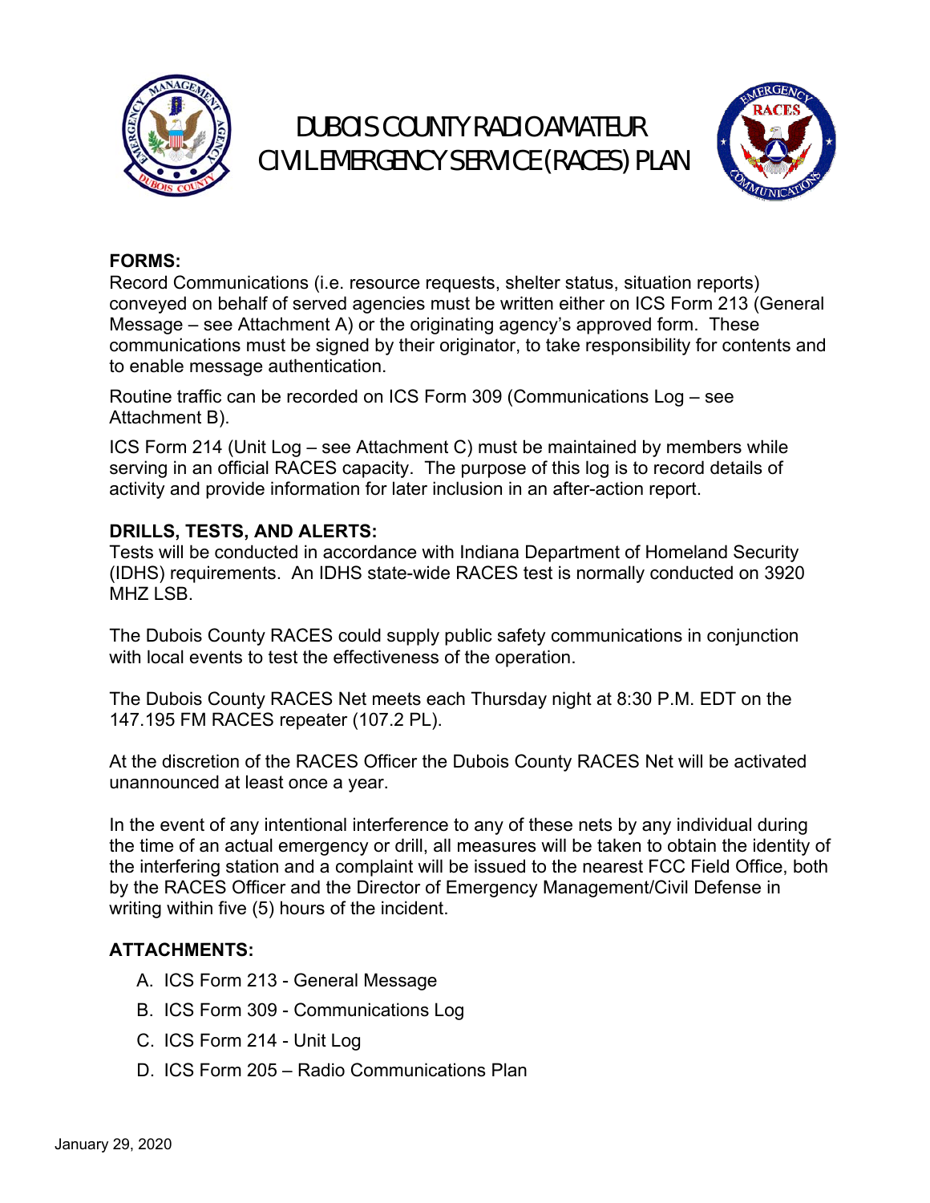# DUBOIS COUNTY RADIO AMATEUR CIVIL EMERGENCY SERVICE (RACES) PLAN

**FORMS:**
Record Communications (i.e. resource requests, shelter status, situation reports) conveyed on behalf of served agencies must be written either on ICS Form 213 (General Message – see Attachment A) or the originating agency's approved form. These communications must be signed by their originator, to take responsibility for contents and to enable message authentication.

Routine traffic can be recorded on ICS Form 309 (Communications Log – see Attachment B).

ICS Form 214 (Unit Log – see Attachment C) must be maintained by members while serving in an official RACES capacity. The purpose of this log is to record details of activity and provide information for later inclusion in an after-action report.

**DRILLS, TESTS, AND ALERTS:**
Tests will be conducted in accordance with Indiana Department of Homeland Security (IDHS) requirements. An IDHS state-wide RACES test is normally conducted on 3920 MHZ LSB.

The Dubois County RACES could supply public safety communications in conjunction with local events to test the effectiveness of the operation.

The Dubois County RACES Net meets each Thursday night at 8:30 P.M. EDT on the 147.195 FM RACES repeater (107.2 PL).

At the discretion of the RACES Officer the Dubois County RACES Net will be activated unannounced at least once a year.

In the event of any intentional interference to any of these nets by any individual during the time of an actual emergency or drill, all measures will be taken to obtain the identity of the interfering station and a complaint will be issued to the nearest FCC Field Office, both by the RACES Officer and the Director of Emergency Management/Civil Defense in writing within five (5) hours of the incident.

**ATTACHMENTS:**

A. ICS Form 213 - General Message
B. ICS Form 309 - Communications Log
C. ICS Form 214 - Unit Log
D. ICS Form 205 – Radio Communications Plan

January 29, 2020